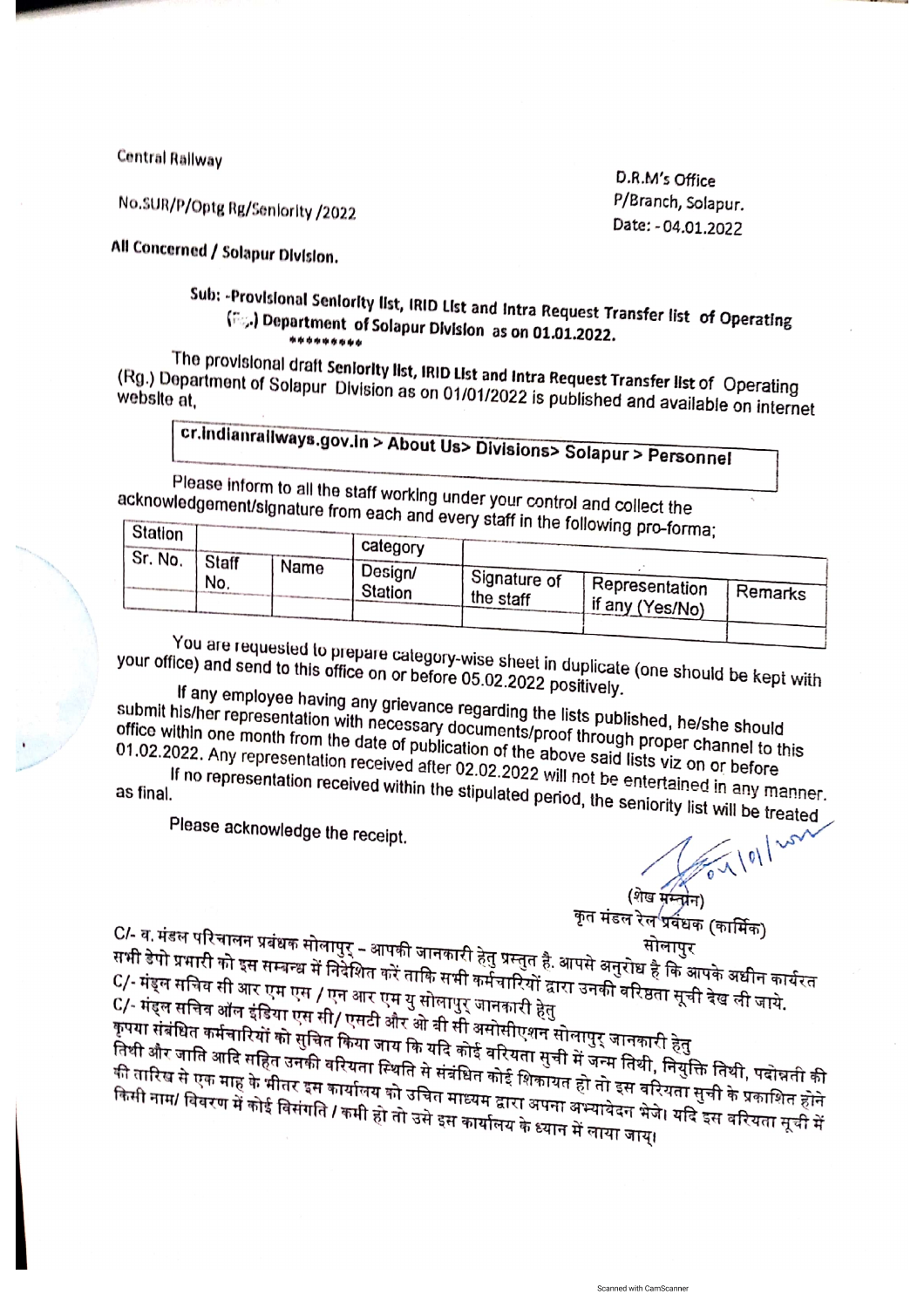Central Railway

No.SUR/P/Optg Rg/Seniority /2022

D.R.M's Office
P/Branch, Solapur.
Date: - 04.01.2022

**All Concerned / Solapur Division.**

**Sub: -Provisional Seniority list, IRID List and Intra Request Transfer list of Operating (Rg.) Department of Solapur Division as on 01.01.2022.**

\*\*\*\*\*\*\*\*\*

The provisional draft Seniority list, IRID List and Intra Request Transfer list of Operating (Rg.) Department of Solapur Division as on 01/01/2022 is published and available on internet website at,

**cr.indianrailways.gov.in > About Us> Divisions> Solapur > Personnel**

Please inform to all the staff working under your control and collect the acknowledgement/signature from each and every staff in the following pro-forma;

| Station | | | category | | | |
|---|---|---|---|---|---|---|
| Sr. No. | Staff No. | Name | Design/ Station | Signature of the staff | Representation if any (Yes/No) | Remarks |
| | | | | | | |

You are requested to prepare category-wise sheet in duplicate (one should be kept with your office) and send to this office on or before 05.02.2022 positively.

If any employee having any grievance regarding the lists published, he/she should submit his/her representation with necessary documents/proof through proper channel to this office within one month from the date of publication of the above said lists viz on or before 01.02.2022. Any representation received after 02.02.2022 will not be entertained in any manner.

If no representation received within the stipulated period, the seniority list will be treated as final.

Please acknowledge the receipt.

04/01/22

(शेख मुम्तीन)
कृत मंडल रेल प्रबंधक (कार्मिक)
सोलापुर

C/- व. मंडल परिचालन प्रबंधक सोलापुर – आपकी जानकारी हेतु प्रस्तुत है. आपसे अनुरोध है कि आपके अधीन कार्यरत सभी डेपो प्रभारी को इस सम्बन्ध में निदेशित करें ताकि सभी कर्मचारियों द्वारा उनकी वरिष्ठता सूची देख ली जाये.

C/- मंडल सचिव सी आर एम एस / एन आर एम यु सोलापुर जानकारी हेतु

C/- मंडल सचिव ऑल इंडिया एस सी/ एसटी और ओ बी सी असोसीएशन सोलापुर जानकारी हेतु

कृपया संबंधित कर्मचारियों को सुचित किया जाय कि यदि कोई वरियता सुची में जन्म तिथी, नियुक्ति तिथी, पदोन्नती की तिथी और जाति आदि सहित उनकी वरियता स्थिति से संबंधित कोई शिकायत हो तो इस वरियता सुची के प्रकाशित होने की तारिख से एक माह के भीतर इस कार्यालय को उचित माध्यम द्वारा अपना अभ्यावेदन भेजे। यदि इस वरियता सूची में किसी नाम/ विवरण में कोई विसंगति / कमी हो तो उसे इस कार्यालय के ध्यान में लाया जाय।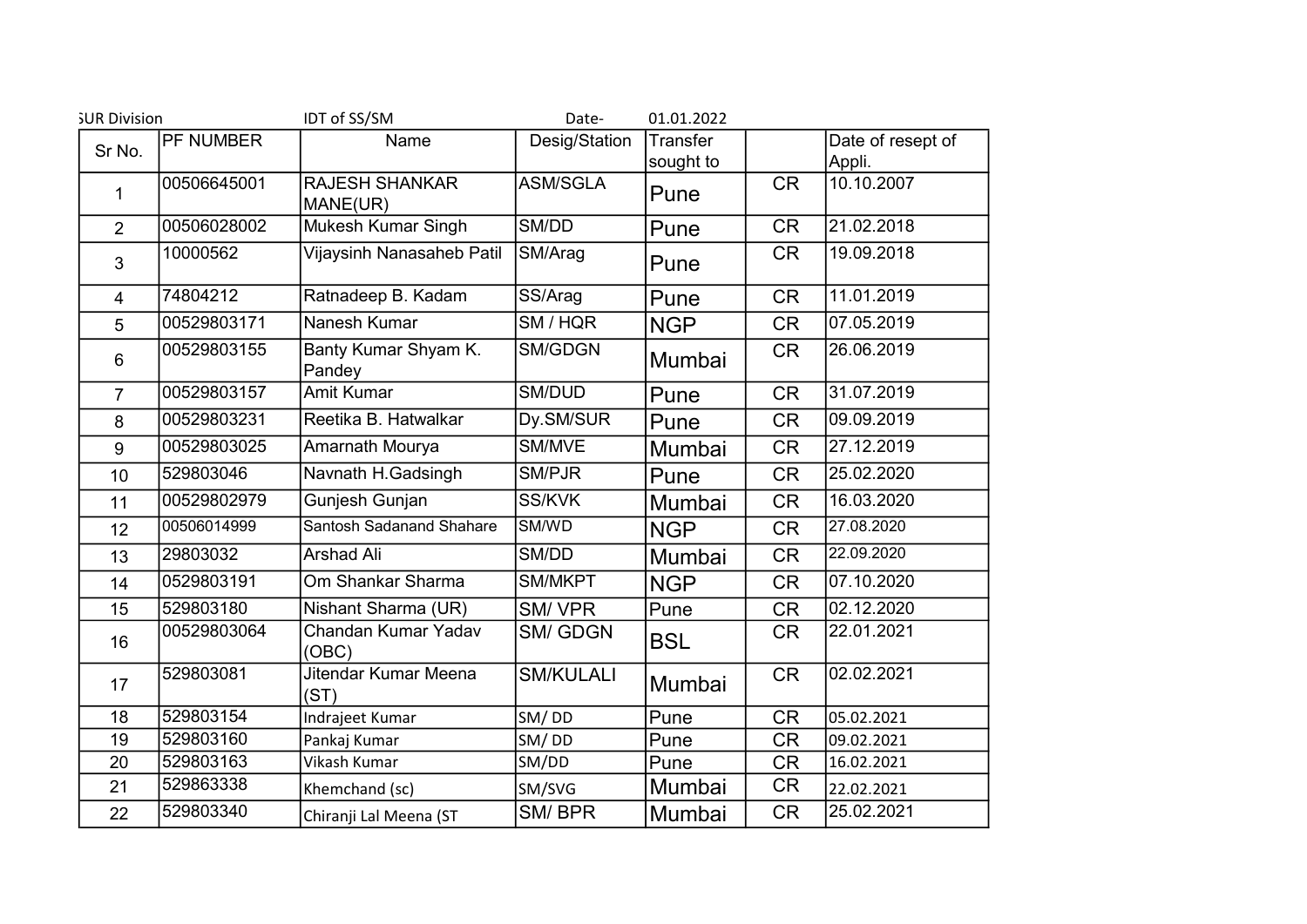SUR Division IDT of SS/SM Date- 01.01.2022

| Sr No. | PF NUMBER | Name | Desig/Station | Transfer sought to | | Date of resept of Appli. |
|---|---|---|---|---|---|---|
| 1 | 00506645001 | RAJESH SHANKAR MANE(UR) | ASM/SGLA | Pune | CR | 10.10.2007 |
| 2 | 00506028002 | Mukesh Kumar Singh | SM/DD | Pune | CR | 21.02.2018 |
| 3 | 10000562 | Vijaysinh Nanasaheb Patil | SM/Arag | Pune | CR | 19.09.2018 |
| 4 | 74804212 | Ratnadeep B. Kadam | SS/Arag | Pune | CR | 11.01.2019 |
| 5 | 00529803171 | Nanesh Kumar | SM / HQR | NGP | CR | 07.05.2019 |
| 6 | 00529803155 | Banty Kumar Shyam K. Pandey | SM/GDGN | Mumbai | CR | 26.06.2019 |
| 7 | 00529803157 | Amit Kumar | SM/DUD | Pune | CR | 31.07.2019 |
| 8 | 00529803231 | Reetika B. Hatwalkar | Dy.SM/SUR | Pune | CR | 09.09.2019 |
| 9 | 00529803025 | Amarnath Mourya | SM/MVE | Mumbai | CR | 27.12.2019 |
| 10 | 529803046 | Navnath H.Gadsingh | SM/PJR | Pune | CR | 25.02.2020 |
| 11 | 00529802979 | Gunjesh Gunjan | SS/KVK | Mumbai | CR | 16.03.2020 |
| 12 | 00506014999 | Santosh Sadanand Shahare | SM/WD | NGP | CR | 27.08.2020 |
| 13 | 29803032 | Arshad Ali | SM/DD | Mumbai | CR | 22.09.2020 |
| 14 | 0529803191 | Om Shankar Sharma | SM/MKPT | NGP | CR | 07.10.2020 |
| 15 | 529803180 | Nishant Sharma (UR) | SM/ VPR | Pune | CR | 02.12.2020 |
| 16 | 00529803064 | Chandan Kumar Yadav (OBC) | SM/ GDGN | BSL | CR | 22.01.2021 |
| 17 | 529803081 | Jitendar Kumar Meena (ST) | SM/KULALI | Mumbai | CR | 02.02.2021 |
| 18 | 529803154 | Indrajeet Kumar | SM/ DD | Pune | CR | 05.02.2021 |
| 19 | 529803160 | Pankaj Kumar | SM/ DD | Pune | CR | 09.02.2021 |
| 20 | 529803163 | Vikash Kumar | SM/DD | Pune | CR | 16.02.2021 |
| 21 | 529863338 | Khemchand (sc) | SM/SVG | Mumbai | CR | 22.02.2021 |
| 22 | 529803340 | Chiranji Lal Meena (ST | SM/ BPR | Mumbai | CR | 25.02.2021 |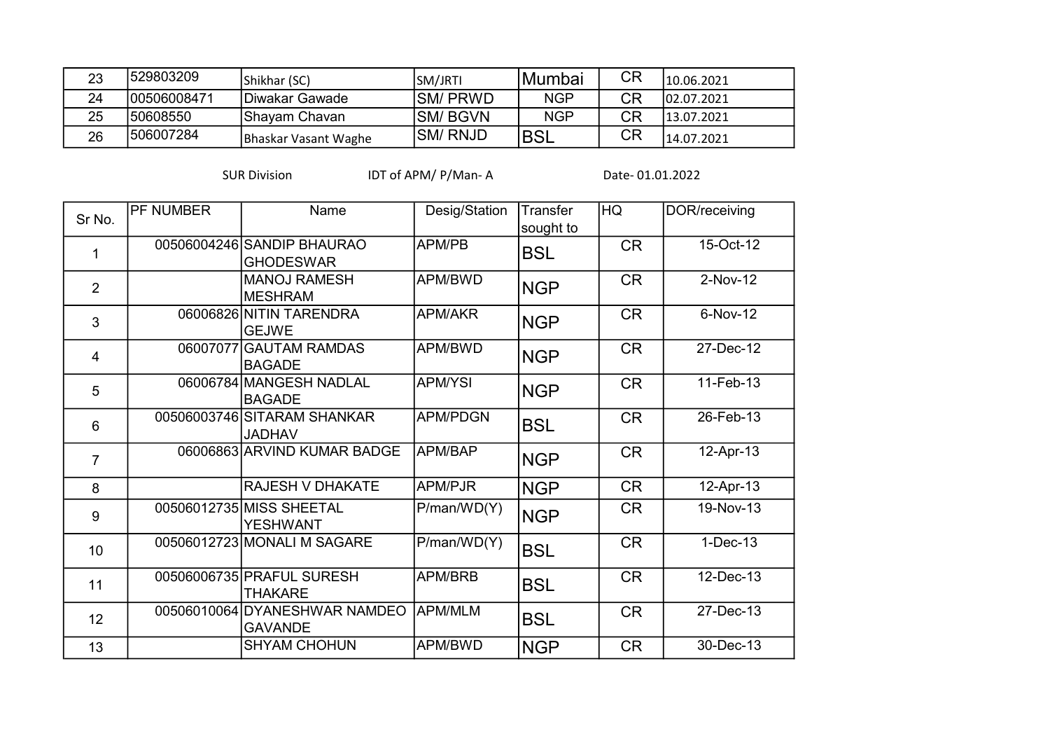| 23 | 529803209 | Shikhar (SC) | SM/JRTI | Mumbai | CR | 10.06.2021 |
|---|---|---|---|---|---|---|
| 24 | 00506008471 | Diwakar Gawade | SM/ PRWD | NGP | CR | 02.07.2021 |
| 25 | 50608550 | Shayam Chavan | SM/ BGVN | NGP | CR | 13.07.2021 |
| 26 | 506007284 | Bhaskar Vasant Waghe | SM/ RNJD | BSL | CR | 14.07.2021 |

SUR Division IDT of APM/ P/Man- A Date- 01.01.2022

| Sr No. | PF NUMBER | Name | Desig/Station | Transfer sought to | HQ | DOR/receiving |
|---|---|---|---|---|---|---|
| 1 | 00506004246 | SANDIP BHAURAO GHODESWAR | APM/PB | BSL | CR | 15-Oct-12 |
| 2 | | MANOJ RAMESH MESHRAM | APM/BWD | NGP | CR | 2-Nov-12 |
| 3 | 06006826 | NITIN TARENDRA GEJWE | APM/AKR | NGP | CR | 6-Nov-12 |
| 4 | 06007077 | GAUTAM RAMDAS BAGADE | APM/BWD | NGP | CR | 27-Dec-12 |
| 5 | 06006784 | MANGESH NADLAL BAGADE | APM/YSI | NGP | CR | 11-Feb-13 |
| 6 | 00506003746 | SITARAM SHANKAR JADHAV | APM/PDGN | BSL | CR | 26-Feb-13 |
| 7 | 06006863 | ARVIND KUMAR BADGE | APM/BAP | NGP | CR | 12-Apr-13 |
| 8 | | RAJESH V DHAKATE | APM/PJR | NGP | CR | 12-Apr-13 |
| 9 | 00506012735 | MISS SHEETAL YESHWANT | P/man/WD(Y) | NGP | CR | 19-Nov-13 |
| 10 | 00506012723 | MONALI M SAGARE | P/man/WD(Y) | BSL | CR | 1-Dec-13 |
| 11 | 00506006735 | PRAFUL SURESH THAKARE | APM/BRB | BSL | CR | 12-Dec-13 |
| 12 | 00506010064 | DYANESHWAR NAMDEO GAVANDE | APM/MLM | BSL | CR | 27-Dec-13 |
| 13 | | SHYAM CHOHUN | APM/BWD | NGP | CR | 30-Dec-13 |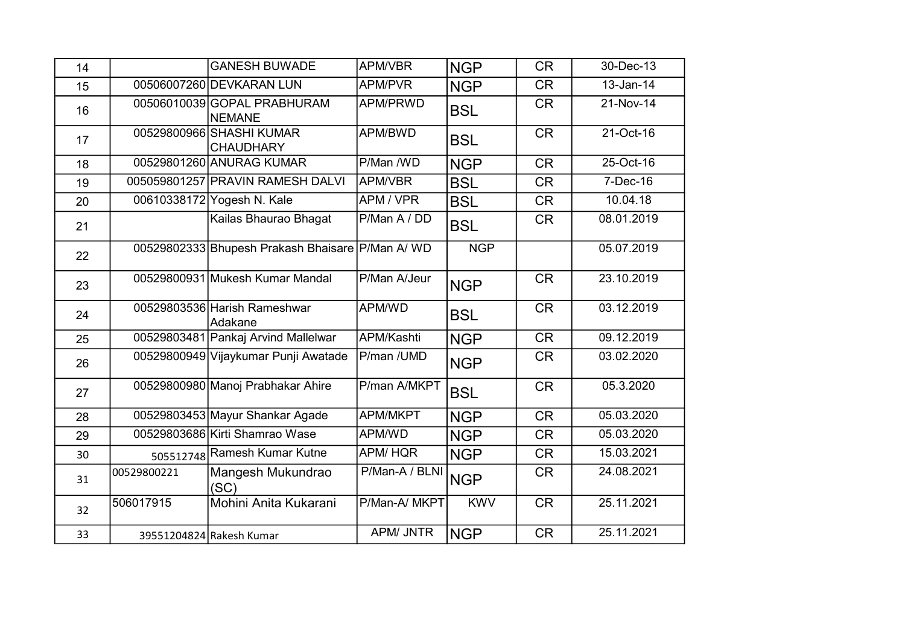| | | | | | | |
|---|---|---|---|---|---|---|
| 14 | | GANESH BUWADE | APM/VBR | NGP | CR | 30-Dec-13 |
| 15 | 00506007260 | DEVKARAN LUN | APM/PVR | NGP | CR | 13-Jan-14 |
| 16 | 00506010039 | GOPAL PRABHURAM NEMANE | APM/PRWD | BSL | CR | 21-Nov-14 |
| 17 | 00529800966 | SHASHI KUMAR CHAUDHARY | APM/BWD | BSL | CR | 21-Oct-16 |
| 18 | 00529801260 | ANURAG KUMAR | P/Man /WD | NGP | CR | 25-Oct-16 |
| 19 | 005059801257 | PRAVIN RAMESH DALVI | APM/VBR | BSL | CR | 7-Dec-16 |
| 20 | 00610338172 | Yogesh N. Kale | APM / VPR | BSL | CR | 10.04.18 |
| 21 | | Kailas Bhaurao Bhagat | P/Man A / DD | BSL | CR | 08.01.2019 |
| 22 | 00529802333 | Bhupesh Prakash Bhaisare | P/Man A/ WD | NGP | | 05.07.2019 |
| 23 | 00529800931 | Mukesh Kumar Mandal | P/Man A/Jeur | NGP | CR | 23.10.2019 |
| 24 | 00529803536 | Harish Rameshwar Adakane | APM/WD | BSL | CR | 03.12.2019 |
| 25 | 00529803481 | Pankaj Arvind Mallelwar | APM/Kashti | NGP | CR | 09.12.2019 |
| 26 | 00529800949 | Vijaykumar Punji Awatade | P/man /UMD | NGP | CR | 03.02.2020 |
| 27 | 00529800980 | Manoj Prabhakar Ahire | P/man A/MKPT | BSL | CR | 05.3.2020 |
| 28 | 00529803453 | Mayur Shankar Agade | APM/MKPT | NGP | CR | 05.03.2020 |
| 29 | 00529803686 | Kirti Shamrao Wase | APM/WD | NGP | CR | 05.03.2020 |
| 30 | 505512748 | Ramesh Kumar Kutne | APM/ HQR | NGP | CR | 15.03.2021 |
| 31 | 00529800221 | Mangesh Mukundrao (SC) | P/Man-A / BLNI | NGP | CR | 24.08.2021 |
| 32 | 506017915 | Mohini Anita Kukarani | P/Man-A/ MKPT | KWV | CR | 25.11.2021 |
| 33 | 39551204824 | Rakesh Kumar | APM/ JNTR | NGP | CR | 25.11.2021 |